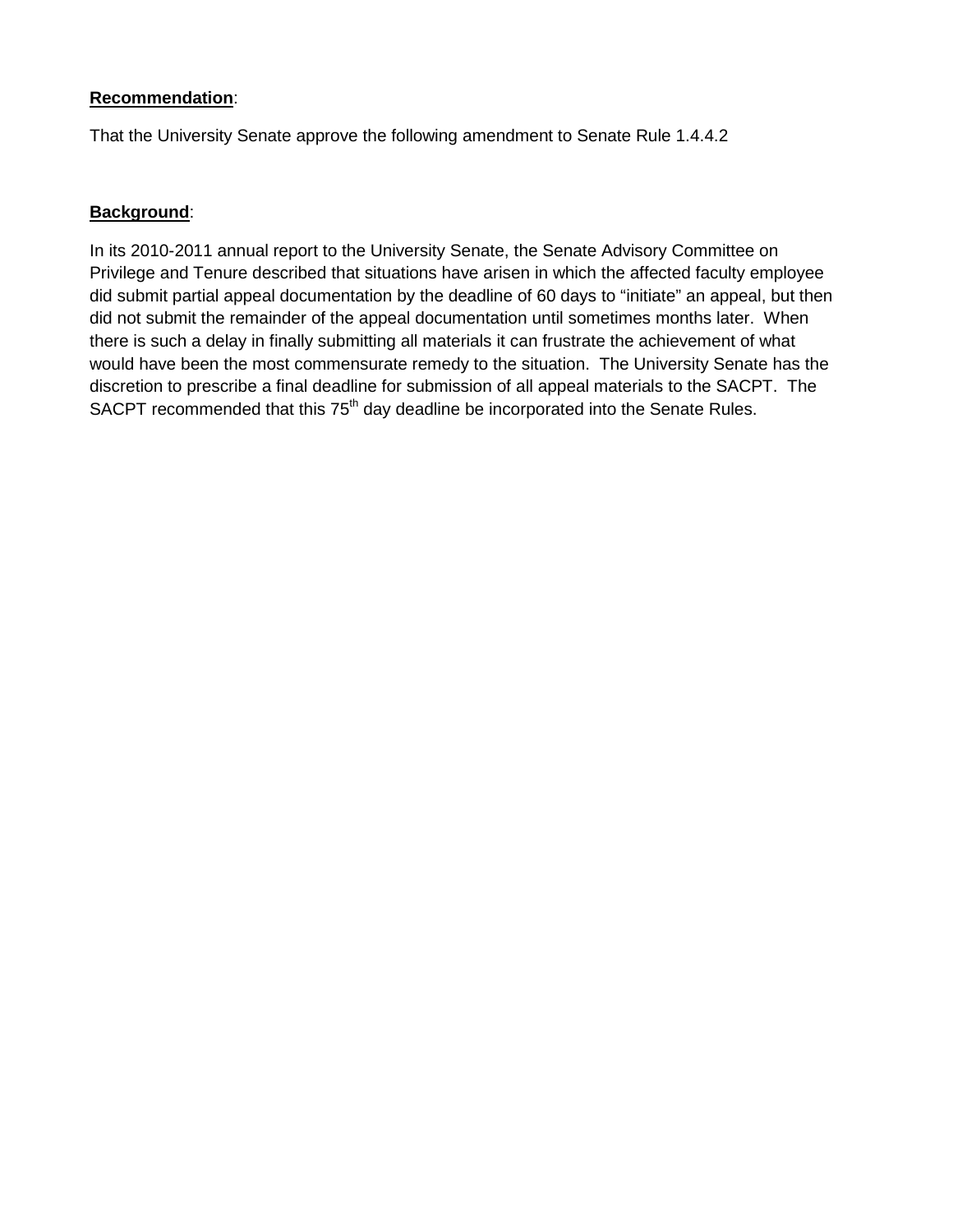**Recommendation**:

That the University Senate approve the following amendment to Senate Rule 1.4.4.2

**Background**:

In its 2010-2011 annual report to the University Senate, the Senate Advisory Committee on Privilege and Tenure described that situations have arisen in which the affected faculty employee did submit partial appeal documentation by the deadline of 60 days to "initiate" an appeal, but then did not submit the remainder of the appeal documentation until sometimes months later. When there is such a delay in finally submitting all materials it can frustrate the achievement of what would have been the most commensurate remedy to the situation. The University Senate has the discretion to prescribe a final deadline for submission of all appeal materials to the SACPT. The SACPT recommended that this 75th day deadline be incorporated into the Senate Rules.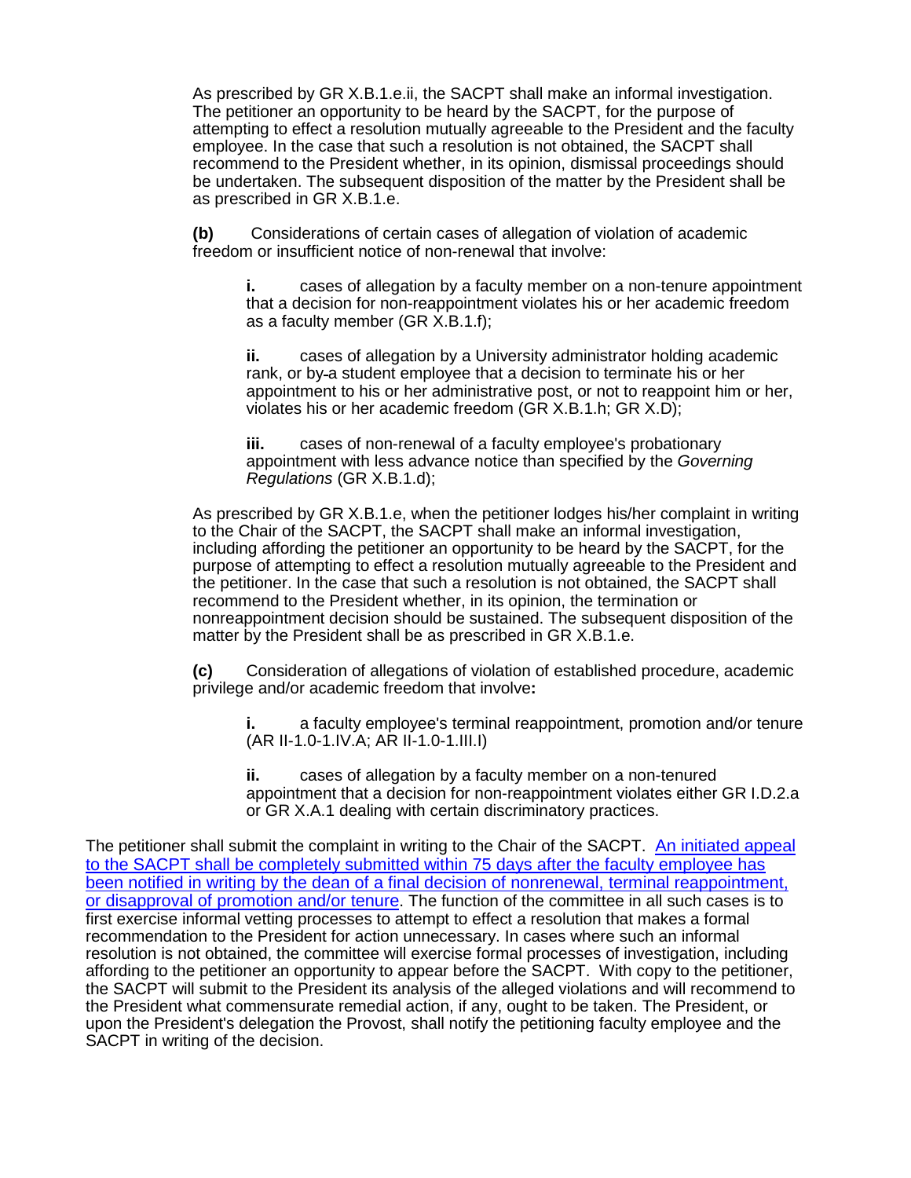As prescribed by GR X.B.1.e.ii, the SACPT shall make an informal investigation. The petitioner an opportunity to be heard by the SACPT, for the purpose of attempting to effect a resolution mutually agreeable to the President and the faculty employee. In the case that such a resolution is not obtained, the SACPT shall recommend to the President whether, in its opinion, dismissal proceedings should be undertaken. The subsequent disposition of the matter by the President shall be as prescribed in GR X.B.1.e.

**(b)** Considerations of certain cases of allegation of violation of academic freedom or insufficient notice of non-renewal that involve:

> **i.** cases of allegation by a faculty member on a non-tenure appointment that a decision for non-reappointment violates his or her academic freedom as a faculty member (GR X.B.1.f);
>
> **ii.** cases of allegation by a University administrator holding academic rank, or by a student employee that a decision to terminate his or her appointment to his or her administrative post, or not to reappoint him or her, violates his or her academic freedom (GR X.B.1.h; GR X.D);
>
> **iii.** cases of non-renewal of a faculty employee's probationary appointment with less advance notice than specified by the *Governing Regulations* (GR X.B.1.d);

As prescribed by GR X.B.1.e, when the petitioner lodges his/her complaint in writing to the Chair of the SACPT, the SACPT shall make an informal investigation, including affording the petitioner an opportunity to be heard by the SACPT, for the purpose of attempting to effect a resolution mutually agreeable to the President and the petitioner. In the case that such a resolution is not obtained, the SACPT shall recommend to the President whether, in its opinion, the termination or nonreappointment decision should be sustained. The subsequent disposition of the matter by the President shall be as prescribed in GR X.B.1.e.

**(c)** Consideration of allegations of violation of established procedure, academic privilege and/or academic freedom that involve**:**

> **i.** a faculty employee's terminal reappointment, promotion and/or tenure (AR II-1.0-1.IV.A; AR II-1.0-1.III.I)
>
> **ii.** cases of allegation by a faculty member on a non-tenured appointment that a decision for non-reappointment violates either GR I.D.2.a or GR X.A.1 dealing with certain discriminatory practices.

The petitioner shall submit the complaint in writing to the Chair of the SACPT. <u>An initiated appeal to the SACPT shall be completely submitted within 75 days after the faculty employee has been notified in writing by the dean of a final decision of nonrenewal, terminal reappointment, or disapproval of promotion and/or tenure</u>. The function of the committee in all such cases is to first exercise informal vetting processes to attempt to effect a resolution that makes a formal recommendation to the President for action unnecessary. In cases where such an informal resolution is not obtained, the committee will exercise formal processes of investigation, including affording to the petitioner an opportunity to appear before the SACPT. With copy to the petitioner, the SACPT will submit to the President its analysis of the alleged violations and will recommend to the President what commensurate remedial action, if any, ought to be taken. The President, or upon the President's delegation the Provost, shall notify the petitioning faculty employee and the SACPT in writing of the decision.